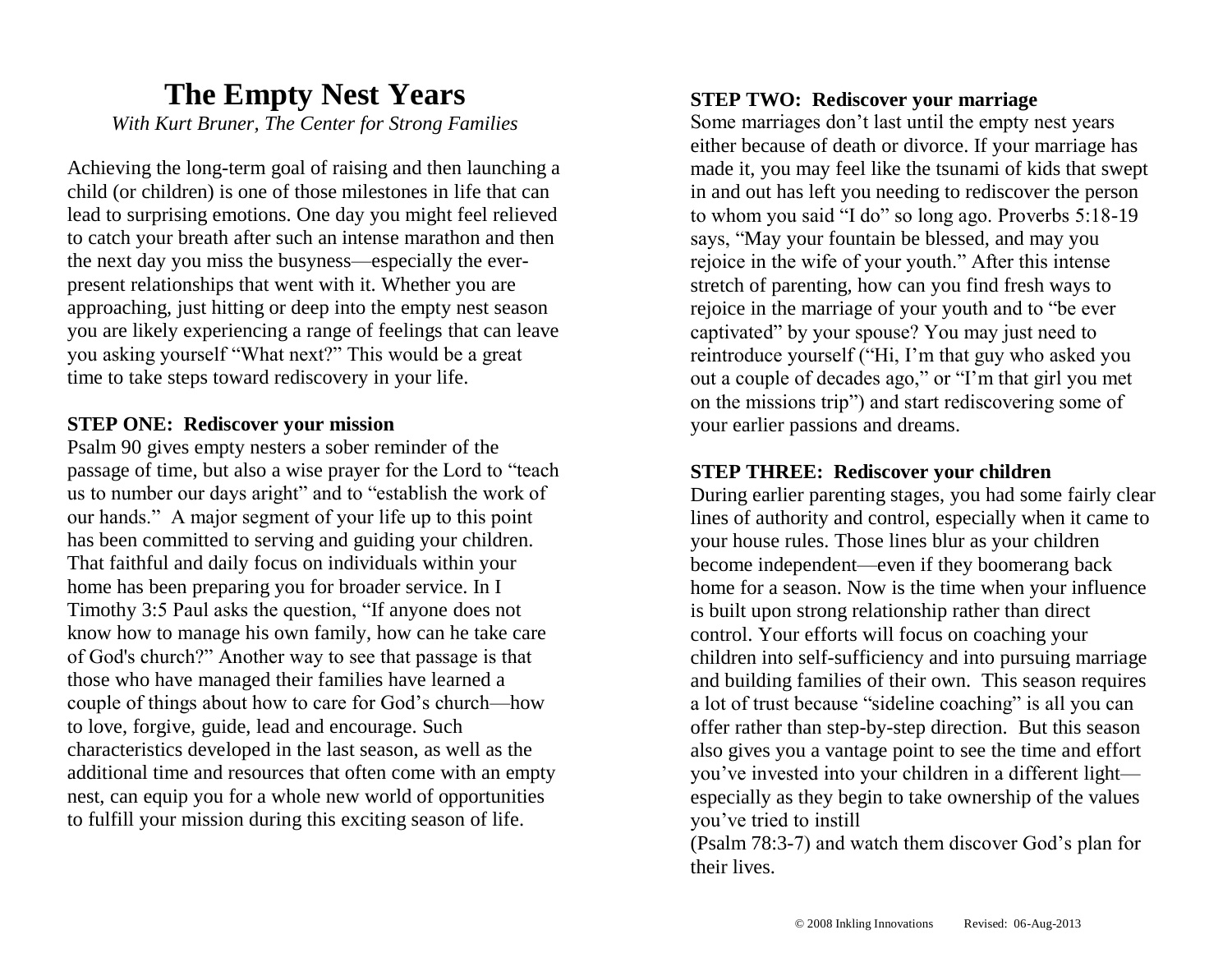# The Empty Nest Years

*With Kurt Bruner, The Center for Strong Families*

Achieving the long-term goal of raising and then launching a child (or children) is one of those milestones in life that can lead to surprising emotions. One day you might feel relieved to catch your breath after such an intense marathon and then the next day you miss the busyness—especially the ever-present relationships that went with it. Whether you are approaching, just hitting or deep into the empty nest season you are likely experiencing a range of feelings that can leave you asking yourself "What next?" This would be a great time to take steps toward rediscovery in your life.

**STEP ONE: Rediscover your mission**

Psalm 90 gives empty nesters a sober reminder of the passage of time, but also a wise prayer for the Lord to "teach us to number our days aright" and to "establish the work of our hands." A major segment of your life up to this point has been committed to serving and guiding your children. That faithful and daily focus on individuals within your home has been preparing you for broader service. In I Timothy 3:5 Paul asks the question, "If anyone does not know how to manage his own family, how can he take care of God's church?" Another way to see that passage is that those who have managed their families have learned a couple of things about how to care for God's church—how to love, forgive, guide, lead and encourage. Such characteristics developed in the last season, as well as the additional time and resources that often come with an empty nest, can equip you for a whole new world of opportunities to fulfill your mission during this exciting season of life.

**STEP TWO: Rediscover your marriage**

Some marriages don't last until the empty nest years either because of death or divorce. If your marriage has made it, you may feel like the tsunami of kids that swept in and out has left you needing to rediscover the person to whom you said "I do" so long ago. Proverbs 5:18-19 says, "May your fountain be blessed, and may you rejoice in the wife of your youth." After this intense stretch of parenting, how can you find fresh ways to rejoice in the marriage of your youth and to "be ever captivated" by your spouse? You may just need to reintroduce yourself ("Hi, I'm that guy who asked you out a couple of decades ago," or "I'm that girl you met on the missions trip") and start rediscovering some of your earlier passions and dreams.

**STEP THREE: Rediscover your children**

During earlier parenting stages, you had some fairly clear lines of authority and control, especially when it came to your house rules. Those lines blur as your children become independent—even if they boomerang back home for a season. Now is the time when your influence is built upon strong relationship rather than direct control. Your efforts will focus on coaching your children into self-sufficiency and into pursuing marriage and building families of their own. This season requires a lot of trust because "sideline coaching" is all you can offer rather than step-by-step direction. But this season also gives you a vantage point to see the time and effort you've invested into your children in a different light—especially as they begin to take ownership of the values you've tried to instill (Psalm 78:3-7) and watch them discover God's plan for their lives.

© 2008 Inkling Innovations Revised: 06-Aug-2013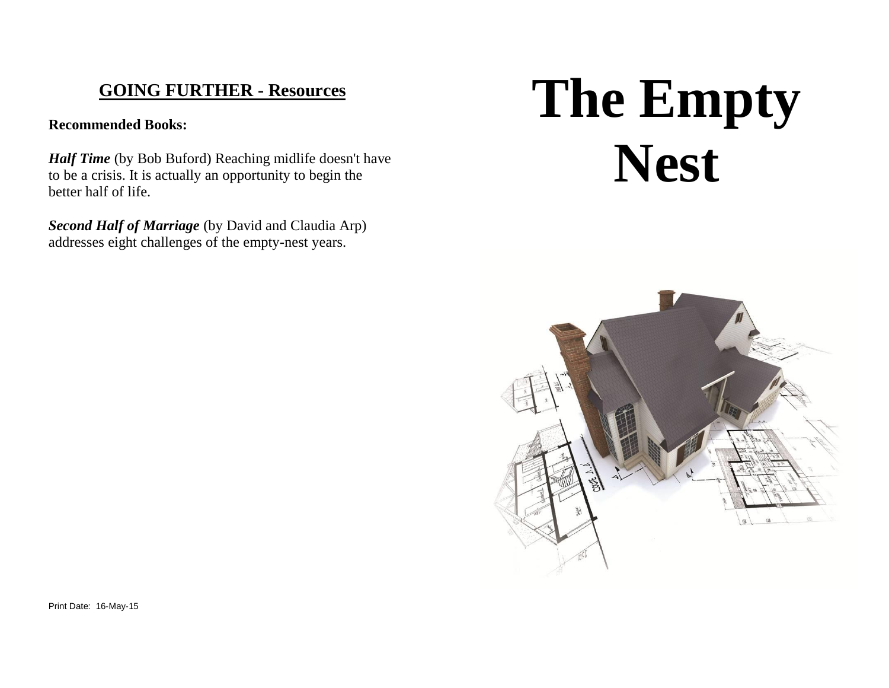## GOING FURTHER - Resources

**Recommended Books:**

***Half Time*** (by Bob Buford) Reaching midlife doesn't have to be a crisis. It is actually an opportunity to begin the better half of life.

***Second Half of Marriage*** (by David and Claudia Arp) addresses eight challenges of the empty-nest years.

Print Date: 16-May-15

# The Empty Nest